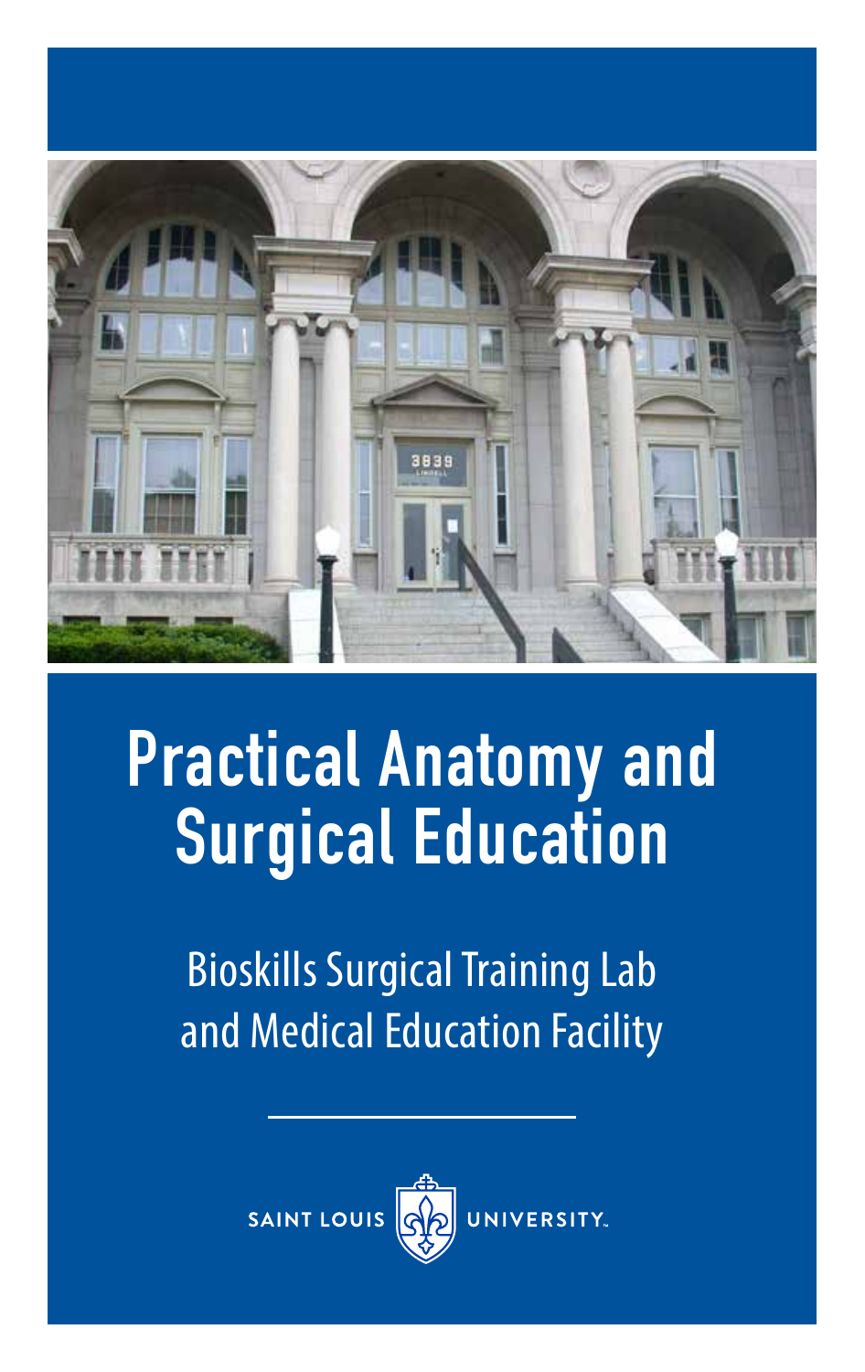# Practical Anatomy and Surgical Education

## Bioskills Surgical Training Lab and Medical Education Facility

SAINT LOUIS UNIVERSITY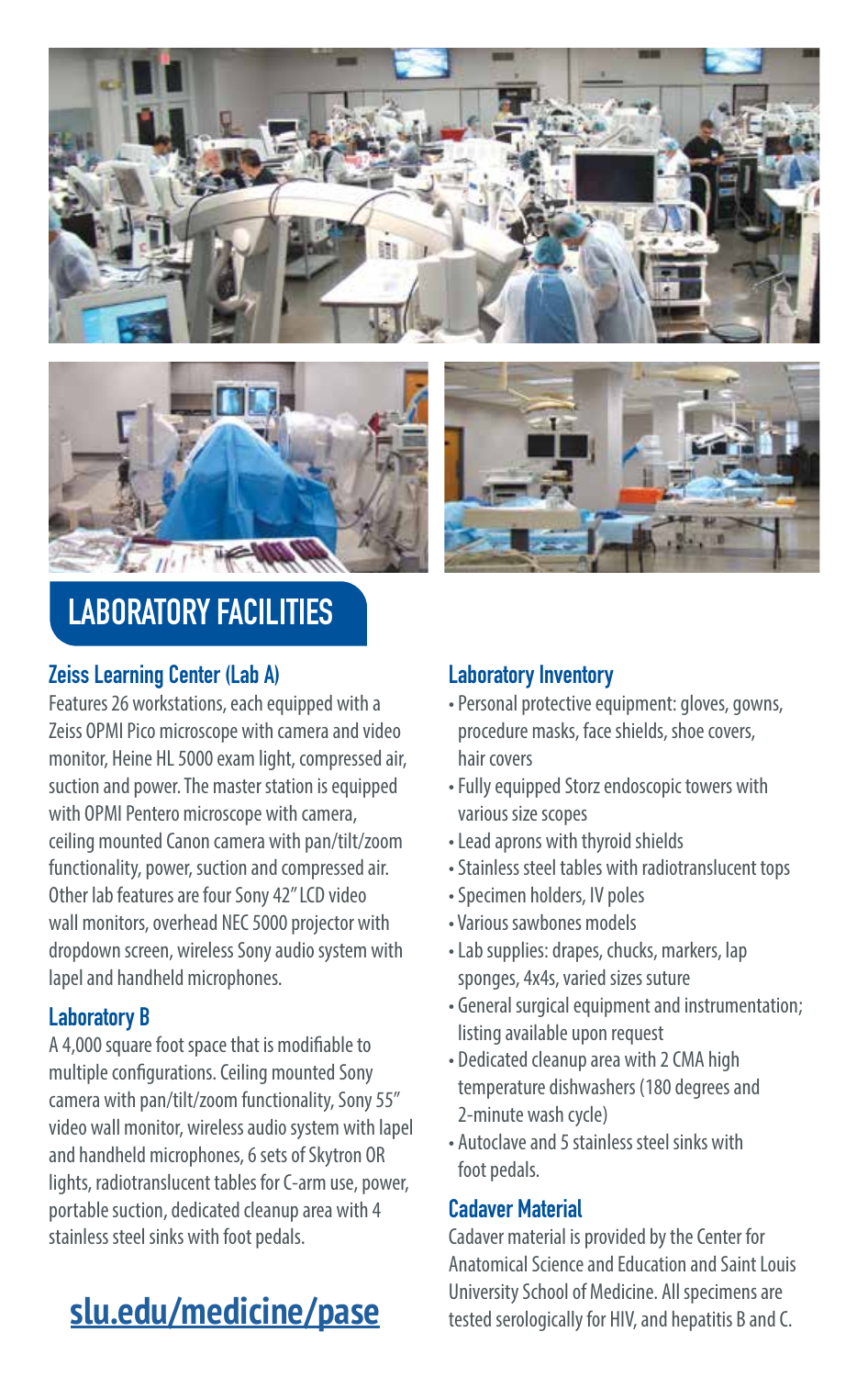# LABORATORY FACILITIES

## Zeiss Learning Center (Lab A)

Features 26 workstations, each equipped with a Zeiss OPMI Pico microscope with camera and video monitor, Heine HL 5000 exam light, compressed air, suction and power. The master station is equipped with OPMI Pentero microscope with camera, ceiling mounted Canon camera with pan/tilt/zoom functionality, power, suction and compressed air. Other lab features are four Sony 42" LCD video wall monitors, overhead NEC 5000 projector with dropdown screen, wireless Sony audio system with lapel and handheld microphones.

## Laboratory B

A 4,000 square foot space that is modifiable to multiple configurations. Ceiling mounted Sony camera with pan/tilt/zoom functionality, Sony 55" video wall monitor, wireless audio system with lapel and handheld microphones, 6 sets of Skytron OR lights, radiotranslucent tables for C-arm use, power, portable suction, dedicated cleanup area with 4 stainless steel sinks with foot pedals.

**slu.edu/medicine/pase**

## Laboratory Inventory

- Personal protective equipment: gloves, gowns, procedure masks, face shields, shoe covers, hair covers
- Fully equipped Storz endoscopic towers with various size scopes
- Lead aprons with thyroid shields
- Stainless steel tables with radiotranslucent tops
- Specimen holders, IV poles
- Various sawbones models
- Lab supplies: drapes, chucks, markers, lap sponges, 4x4s, varied sizes suture
- General surgical equipment and instrumentation; listing available upon request
- Dedicated cleanup area with 2 CMA high temperature dishwashers (180 degrees and 2-minute wash cycle)
- Autoclave and 5 stainless steel sinks with foot pedals.

## Cadaver Material

Cadaver material is provided by the Center for Anatomical Science and Education and Saint Louis University School of Medicine. All specimens are tested serologically for HIV, and hepatitis B and C.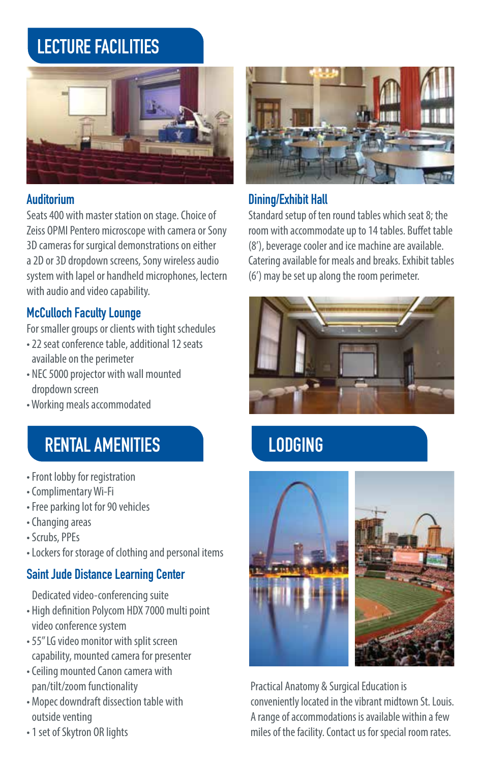## LECTURE FACILITIES

### Auditorium

Seats 400 with master station on stage. Choice of Zeiss OPMI Pentero microscope with camera or Sony 3D cameras for surgical demonstrations on either a 2D or 3D dropdown screens, Sony wireless audio system with lapel or handheld microphones, lectern with audio and video capability.

### McCulloch Faculty Lounge

For smaller groups or clients with tight schedules

- 22 seat conference table, additional 12 seats available on the perimeter
- NEC 5000 projector with wall mounted dropdown screen
- Working meals accommodated

### Dining/Exhibit Hall

Standard setup of ten round tables which seat 8; the room with accommodate up to 14 tables. Buffet table (8′), beverage cooler and ice machine are available. Catering available for meals and breaks. Exhibit tables (6′) may be set up along the room perimeter.

## RENTAL AMENITIES

- Front lobby for registration
- Complimentary Wi-Fi
- Free parking lot for 90 vehicles
- Changing areas
- Scrubs, PPEs
- Lockers for storage of clothing and personal items

### Saint Jude Distance Learning Center

Dedicated video-conferencing suite

- High definition Polycom HDX 7000 multi point video conference system
- 55″ LG video monitor with split screen capability, mounted camera for presenter
- Ceiling mounted Canon camera with pan/tilt/zoom functionality
- Mopec downdraft dissection table with outside venting
- 1 set of Skytron OR lights

## LODGING

Practical Anatomy & Surgical Education is conveniently located in the vibrant midtown St. Louis. A range of accommodations is available within a few miles of the facility. Contact us for special room rates.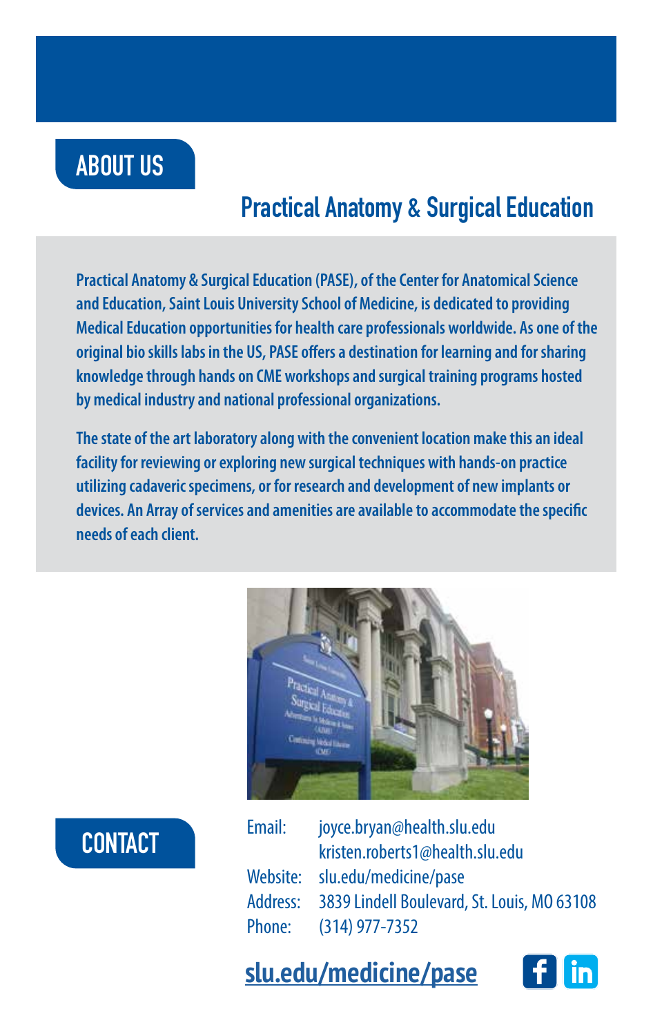## ABOUT US

## Practical Anatomy & Surgical Education

**Practical Anatomy & Surgical Education (PASE), of the Center for Anatomical Science and Education, Saint Louis University School of Medicine, is dedicated to providing Medical Education opportunities for health care professionals worldwide. As one of the original bio skills labs in the US, PASE offers a destination for learning and for sharing knowledge through hands on CME workshops and surgical training programs hosted by medical industry and national professional organizations.**

**The state of the art laboratory along with the convenient location make this an ideal facility for reviewing or exploring new surgical techniques with hands-on practice utilizing cadaveric specimens, or for research and development of new implants or devices. An Array of services and amenities are available to accommodate the specific needs of each client.**

## CONTACT

| | |
|---|---|
| Email: | joyce.bryan@health.slu.edu |
| | kristen.roberts1@health.slu.edu |
| Website: | slu.edu/medicine/pase |
| Address: | 3839 Lindell Boulevard, St. Louis, MO 63108 |
| Phone: | (314) 977-7352 |

**slu.edu/medicine/pase**